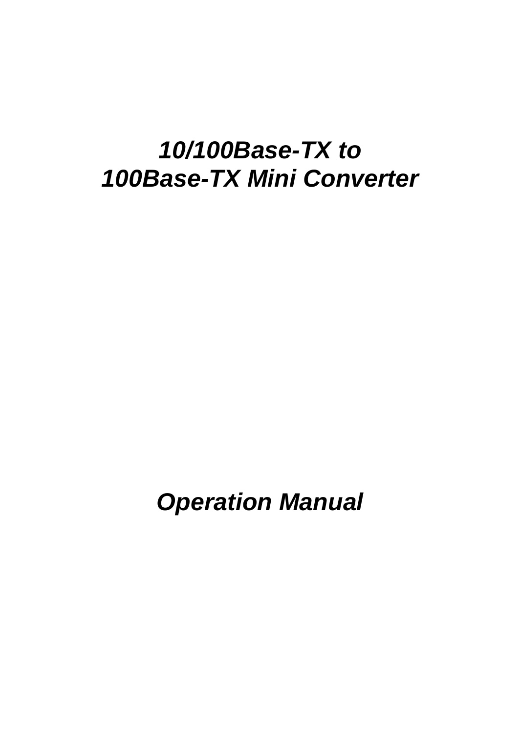# *10/100Base-TX to 100Base-TX Mini Converter*

## *Operation Manual*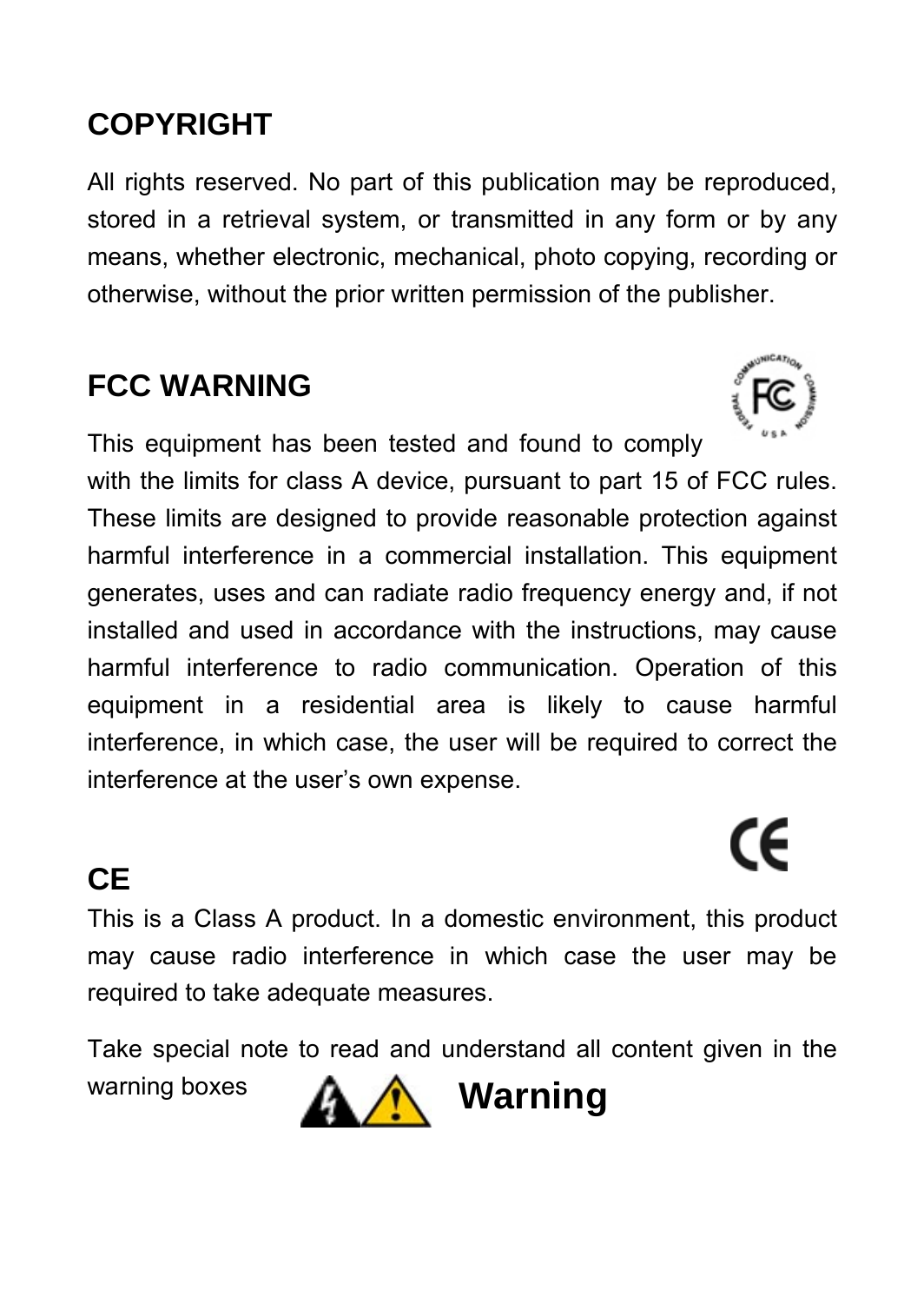## COPYRIGHT

All rights reserved. No part of this publication may be reproduced, stored in a retrieval system, or transmitted in any form or by any means, whether electronic, mechanical, photo copying, recording or otherwise, without the prior written permission of the publisher.

## FCC WARNING

This equipment has been tested and found to comply with the limits for class A device, pursuant to part 15 of FCC rules. These limits are designed to provide reasonable protection against harmful interference in a commercial installation. This equipment generates, uses and can radiate radio frequency energy and, if not installed and used in accordance with the instructions, may cause harmful interference to radio communication. Operation of this equipment in a residential area is likely to cause harmful interference, in which case, the user will be required to correct the interference at the user's own expense.

## CE

This is a Class A product. In a domestic environment, this product may cause radio interference in which case the user may be required to take adequate measures.

Take special note to read and understand all content given in the warning boxes **Warning**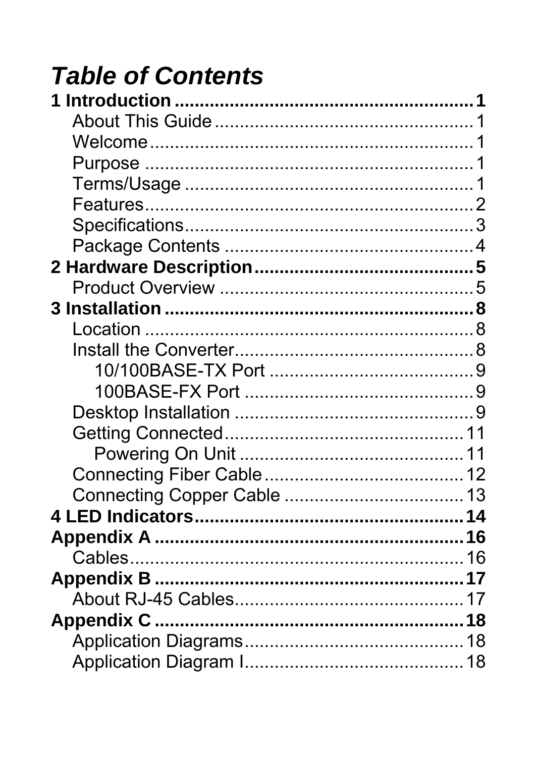# *Table of Contents*

**1 Introduction ........................................................... 1**
- About This Guide .................................................... 1
- Welcome ................................................................ 1
- Purpose .................................................................. 1
- Terms/Usage .......................................................... 1
- Features ................................................................. 2
- Specifications ......................................................... 3
- Package Contents .................................................. 4

**2 Hardware Description ........................................... 5**
- Product Overview ................................................... 5

**3 Installation ............................................................. 8**
- Location .................................................................. 8
- Install the Converter ................................................ 8
  - 10/100BASE-TX Port ......................................... 9
  - 100BASE-FX Port .............................................. 9
- Desktop Installation ................................................ 9
- Getting Connected ................................................ 11
  - Powering On Unit ............................................. 11
- Connecting Fiber Cable ......................................... 12
- Connecting Copper Cable ..................................... 13

**4 LED Indicators ....................................................... 14**

**Appendix A ............................................................... 16**
- Cables .................................................................... 16

**Appendix B ............................................................... 17**
- About RJ-45 Cables ............................................... 17

**Appendix C ............................................................... 18**
- Application Diagrams ............................................ 18
- Application Diagram I ............................................ 18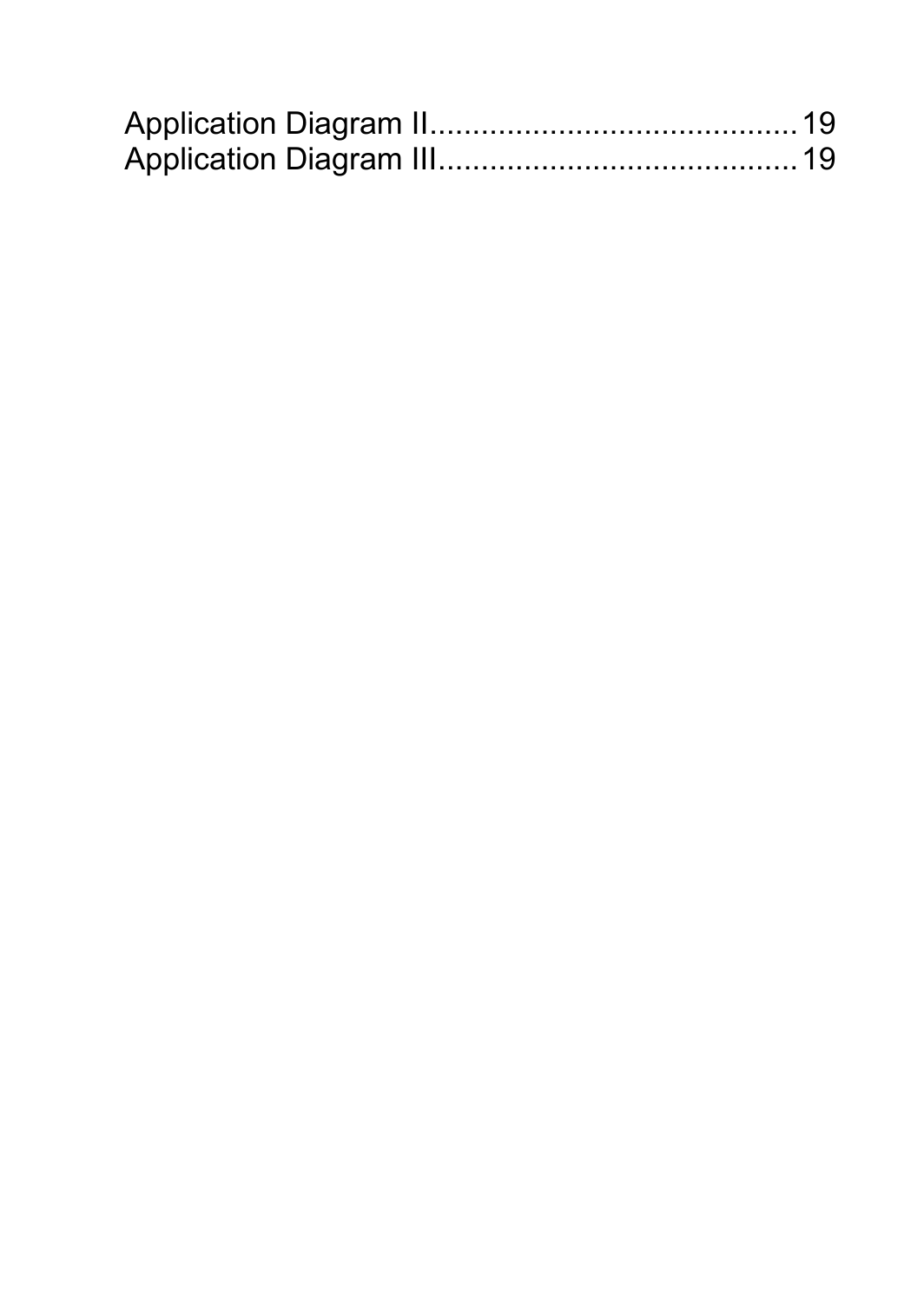Application Diagram II.......................................... 19
Application Diagram III......................................... 19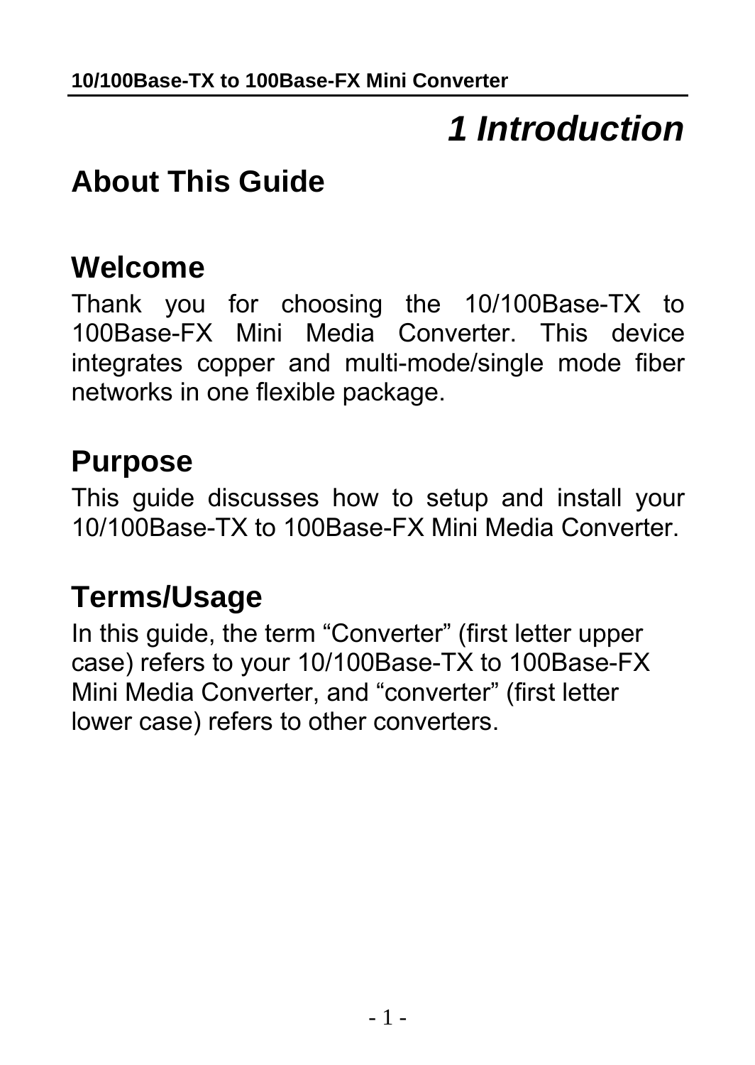# 1 Introduction

## About This Guide

### Welcome

Thank you for choosing the 10/100Base-TX to 100Base-FX Mini Media Converter. This device integrates copper and multi-mode/single mode fiber networks in one flexible package.

### Purpose

This guide discusses how to setup and install your 10/100Base-TX to 100Base-FX Mini Media Converter.

### Terms/Usage

In this guide, the term “Converter” (first letter upper case) refers to your 10/100Base-TX to 100Base-FX Mini Media Converter, and “converter” (first letter lower case) refers to other converters.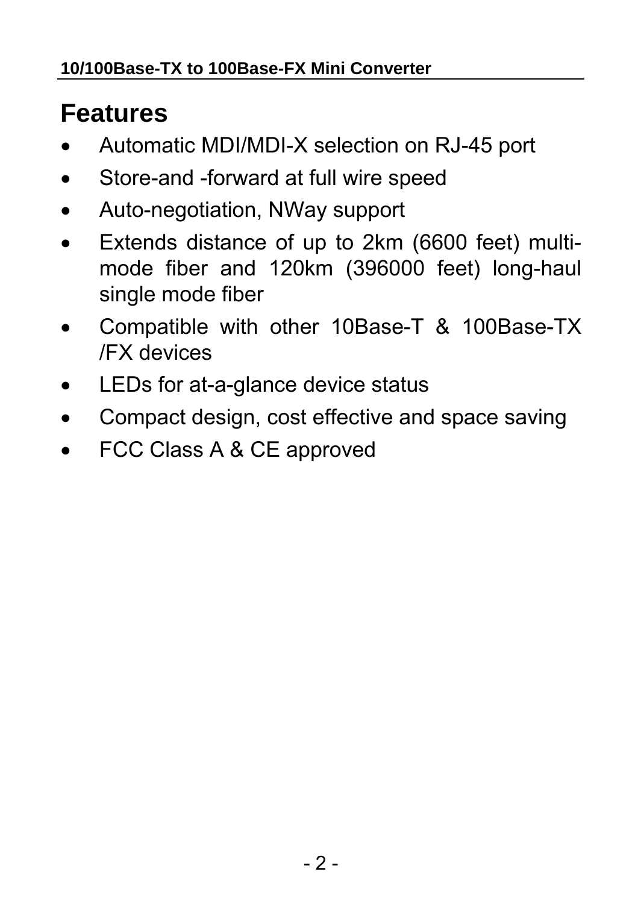# Features

- Automatic MDI/MDI-X selection on RJ-45 port
- Store-and -forward at full wire speed
- Auto-negotiation, NWay support
- Extends distance of up to 2km (6600 feet) multi-mode fiber and 120km (396000 feet) long-haul single mode fiber
- Compatible with other 10Base-T & 100Base-TX /FX devices
- LEDs for at-a-glance device status
- Compact design, cost effective and space saving
- FCC Class A & CE approved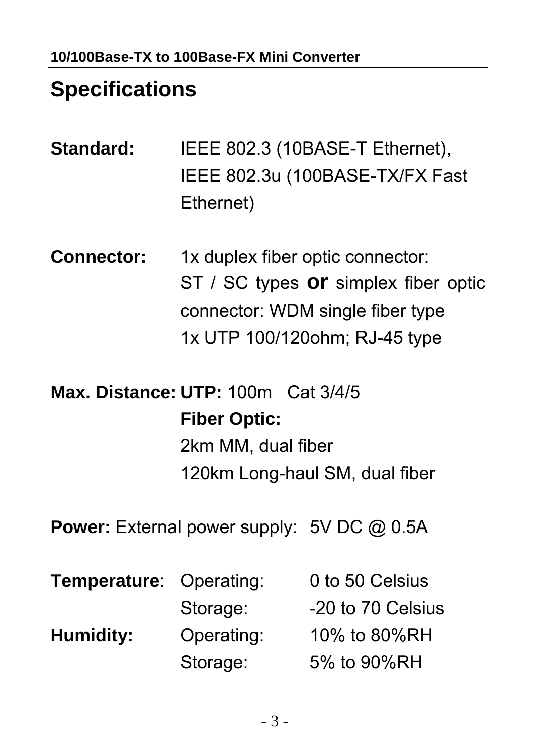## Specifications

**Standard:** IEEE 802.3 (10BASE-T Ethernet), IEEE 802.3u (100BASE-TX/FX Fast Ethernet)

**Connector:** 1x duplex fiber optic connector: ST / SC types **or** simplex fiber optic connector: WDM single fiber type
1x UTP 100/120ohm; RJ-45 type

**Max. Distance:** **UTP:** 100m Cat 3/4/5
**Fiber Optic:**
2km MM, dual fiber
120km Long-haul SM, dual fiber

**Power:** External power supply: 5V DC @ 0.5A

| | | |
|---|---|---|
| **Temperature**: | Operating: | 0 to 50 Celsius |
| | Storage: | -20 to 70 Celsius |
| **Humidity:** | Operating: | 10% to 80%RH |
| | Storage: | 5% to 90%RH |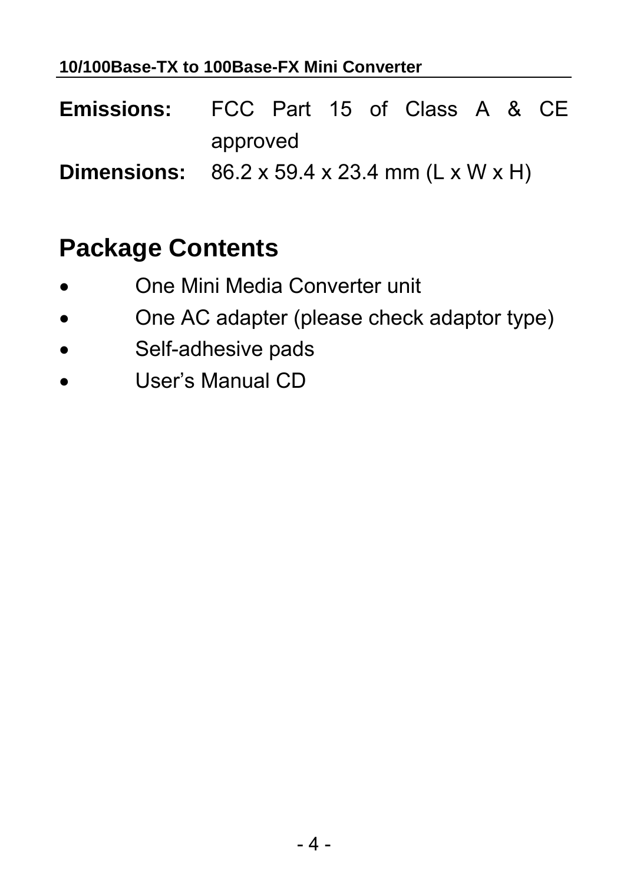**Emissions:** FCC Part 15 of Class A & CE approved

**Dimensions:** 86.2 x 59.4 x 23.4 mm (L x W x H)

## Package Contents

- One Mini Media Converter unit
- One AC adapter (please check adaptor type)
- Self-adhesive pads
- User's Manual CD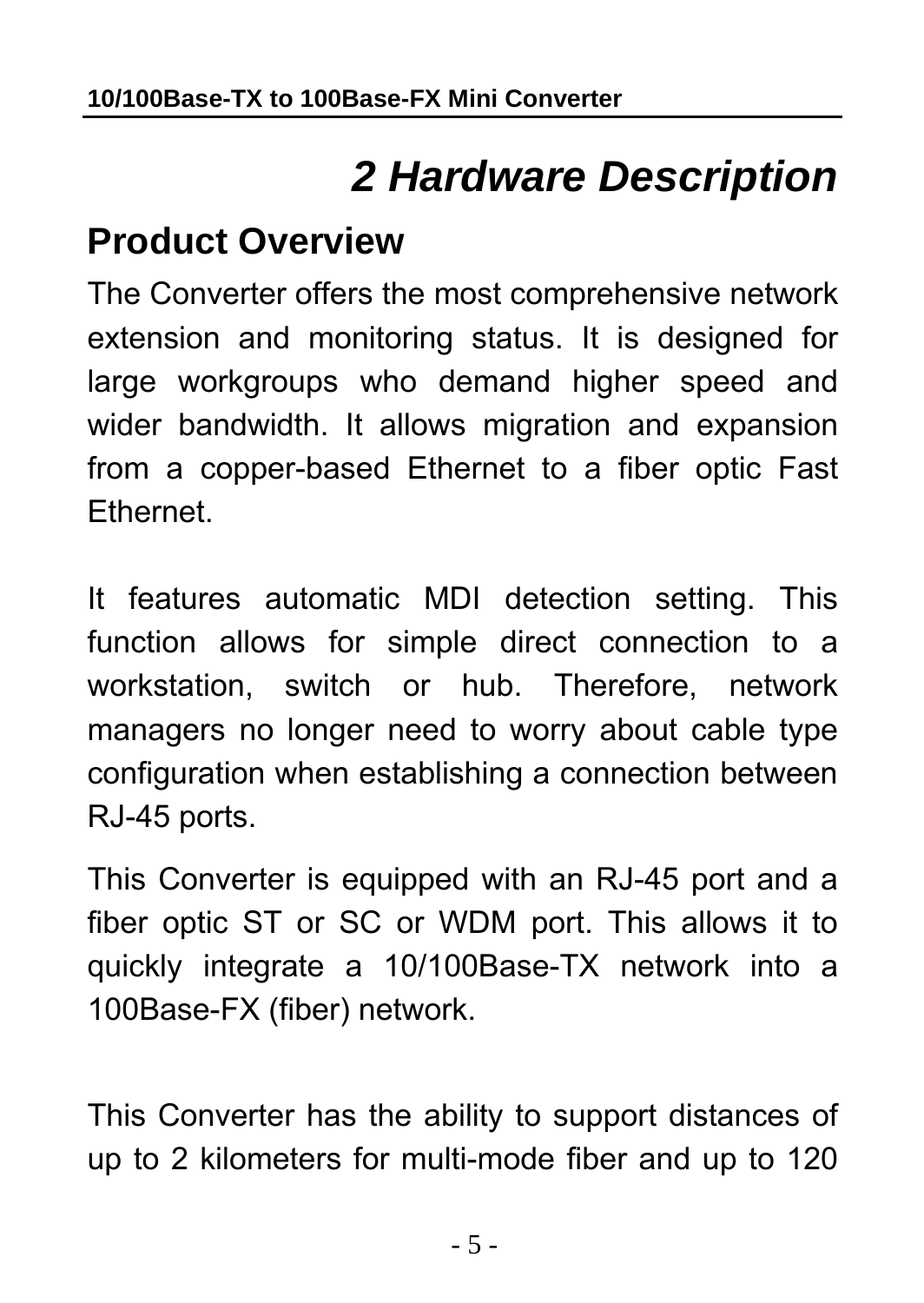# *2 Hardware Description*

## Product Overview

The Converter offers the most comprehensive network extension and monitoring status. It is designed for large workgroups who demand higher speed and wider bandwidth. It allows migration and expansion from a copper-based Ethernet to a fiber optic Fast Ethernet.

It features automatic MDI detection setting. This function allows for simple direct connection to a workstation, switch or hub. Therefore, network managers no longer need to worry about cable type configuration when establishing a connection between RJ-45 ports.

This Converter is equipped with an RJ-45 port and a fiber optic ST or SC or WDM port. This allows it to quickly integrate a 10/100Base-TX network into a 100Base-FX (fiber) network.

This Converter has the ability to support distances of up to 2 kilometers for multi-mode fiber and up to 120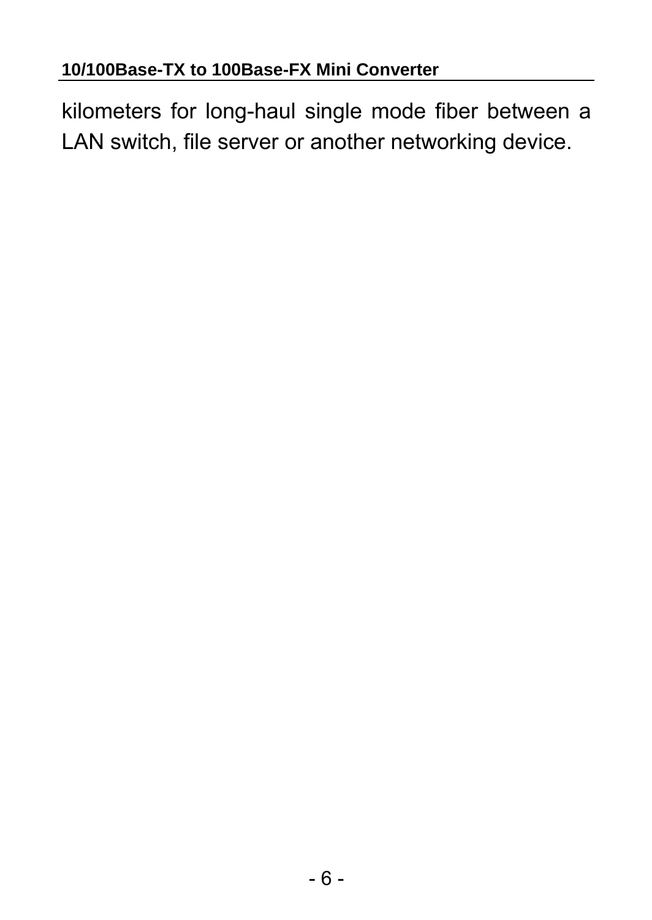kilometers for long-haul single mode fiber between a LAN switch, file server or another networking device.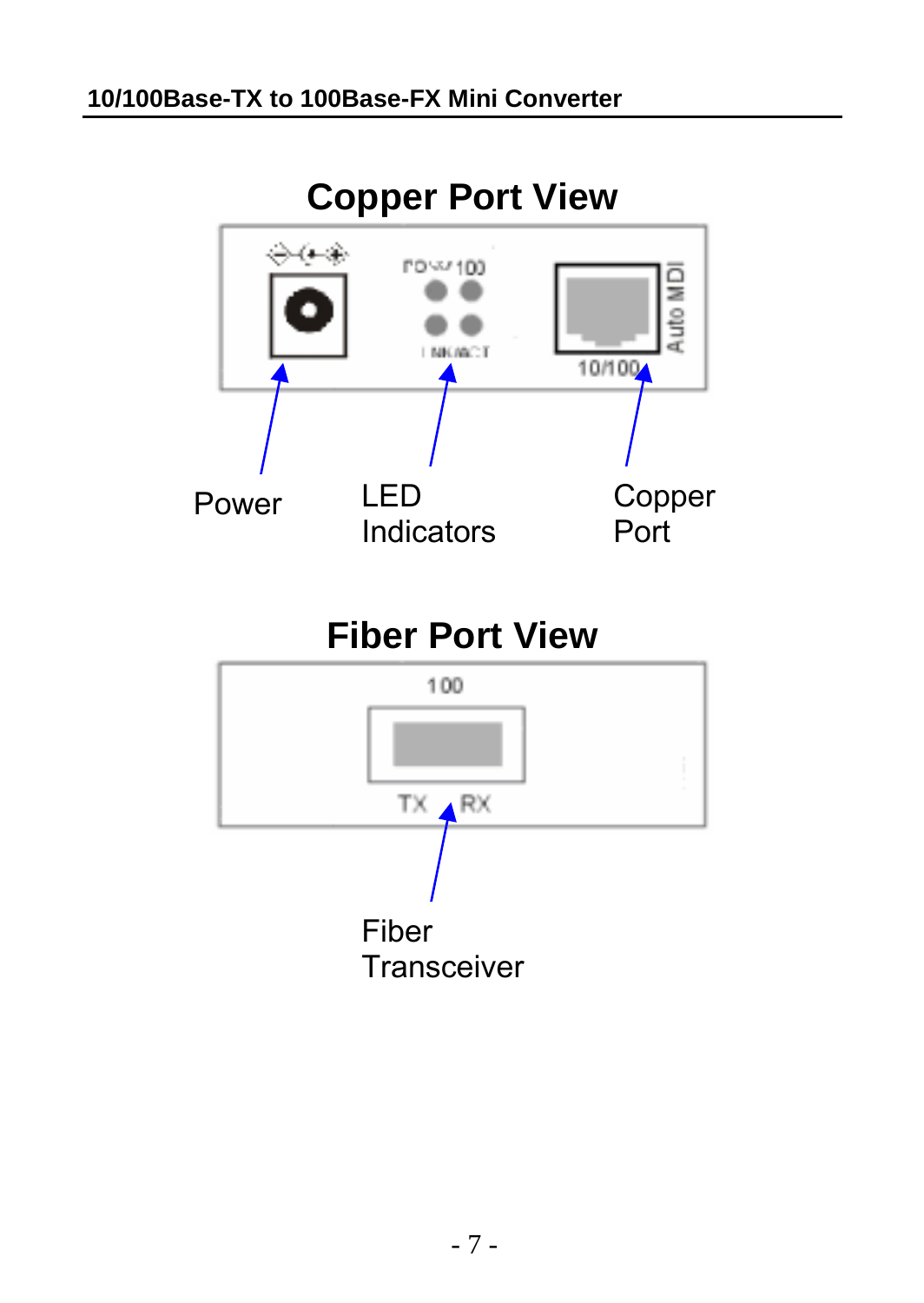## Copper Port View

Power

LED Indicators

Copper Port

## Fiber Port View

Fiber Transceiver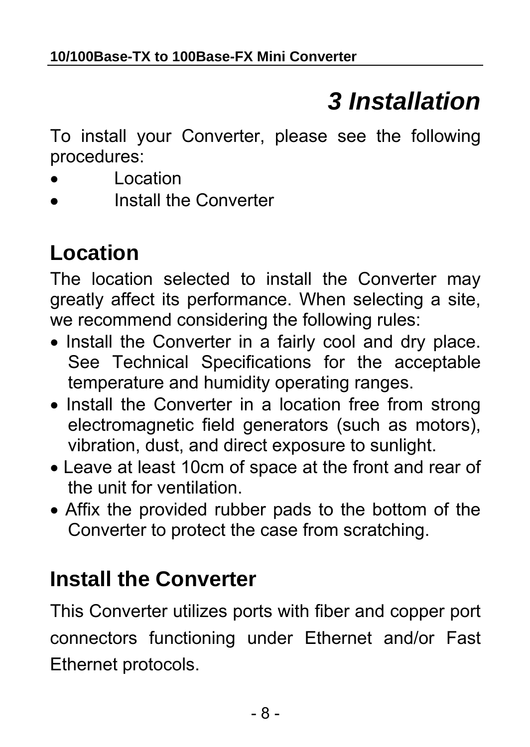# *3 Installation*

To install your Converter, please see the following procedures:

- Location
- Install the Converter

## Location

The location selected to install the Converter may greatly affect its performance. When selecting a site, we recommend considering the following rules:

- Install the Converter in a fairly cool and dry place. See Technical Specifications for the acceptable temperature and humidity operating ranges.
- Install the Converter in a location free from strong electromagnetic field generators (such as motors), vibration, dust, and direct exposure to sunlight.
- Leave at least 10cm of space at the front and rear of the unit for ventilation.
- Affix the provided rubber pads to the bottom of the Converter to protect the case from scratching.

## Install the Converter

This Converter utilizes ports with fiber and copper port connectors functioning under Ethernet and/or Fast Ethernet protocols.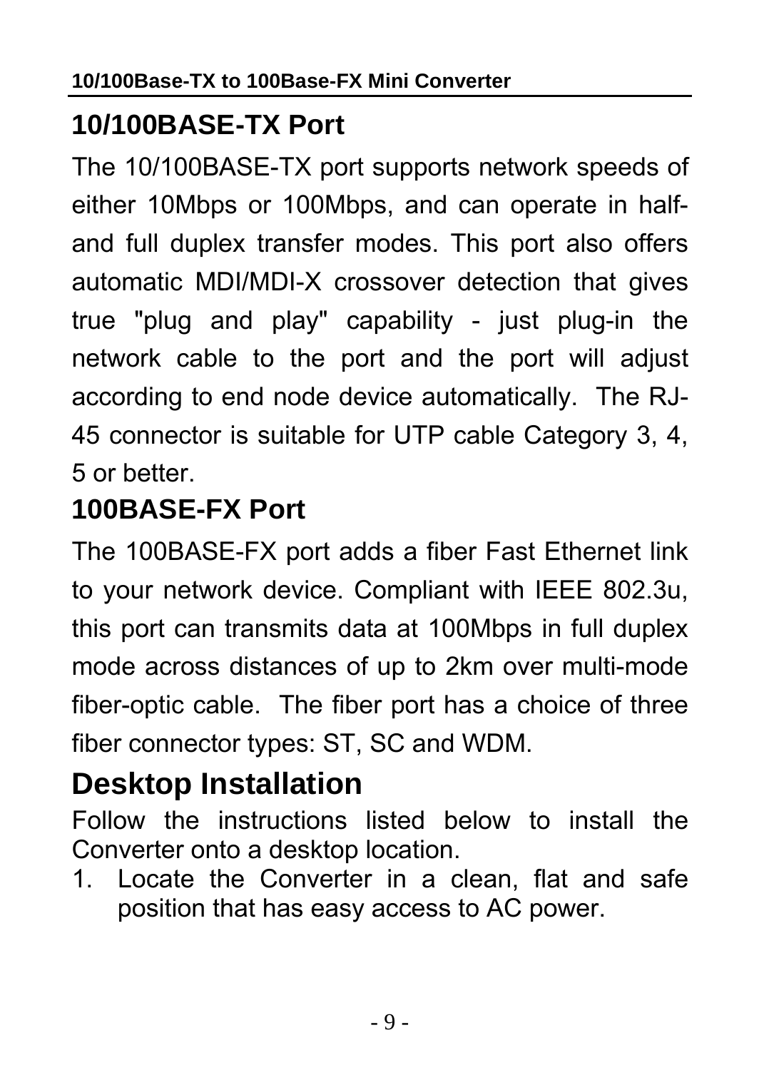## 10/100BASE-TX Port

The 10/100BASE-TX port supports network speeds of either 10Mbps or 100Mbps, and can operate in half- and full duplex transfer modes. This port also offers automatic MDI/MDI-X crossover detection that gives true "plug and play" capability - just plug-in the network cable to the port and the port will adjust according to end node device automatically. The RJ-45 connector is suitable for UTP cable Category 3, 4, 5 or better.

## 100BASE-FX Port

The 100BASE-FX port adds a fiber Fast Ethernet link to your network device. Compliant with IEEE 802.3u, this port can transmits data at 100Mbps in full duplex mode across distances of up to 2km over multi-mode fiber-optic cable. The fiber port has a choice of three fiber connector types: ST, SC and WDM.

# Desktop Installation

Follow the instructions listed below to install the Converter onto a desktop location.

1. Locate the Converter in a clean, flat and safe position that has easy access to AC power.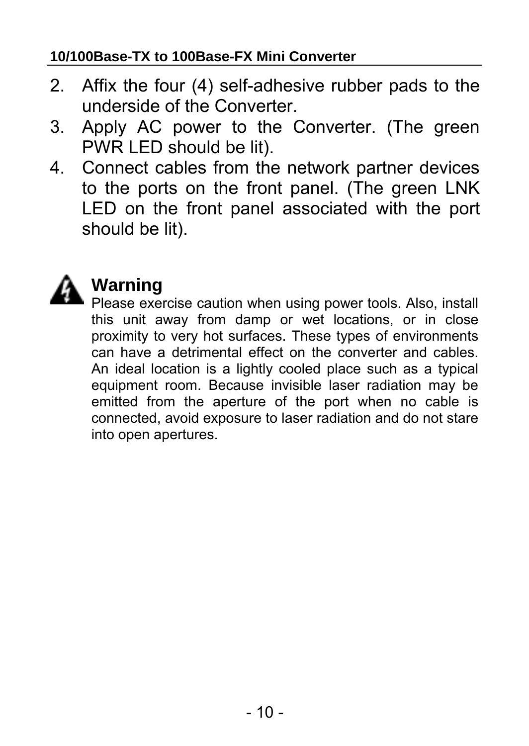2. Affix the four (4) self-adhesive rubber pads to the underside of the Converter.
3. Apply AC power to the Converter. (The green PWR LED should be lit).
4. Connect cables from the network partner devices to the ports on the front panel. (The green LNK LED on the front panel associated with the port should be lit).

**Warning**

Please exercise caution when using power tools. Also, install this unit away from damp or wet locations, or in close proximity to very hot surfaces. These types of environments can have a detrimental effect on the converter and cables. An ideal location is a lightly cooled place such as a typical equipment room. Because invisible laser radiation may be emitted from the aperture of the port when no cable is connected, avoid exposure to laser radiation and do not stare into open apertures.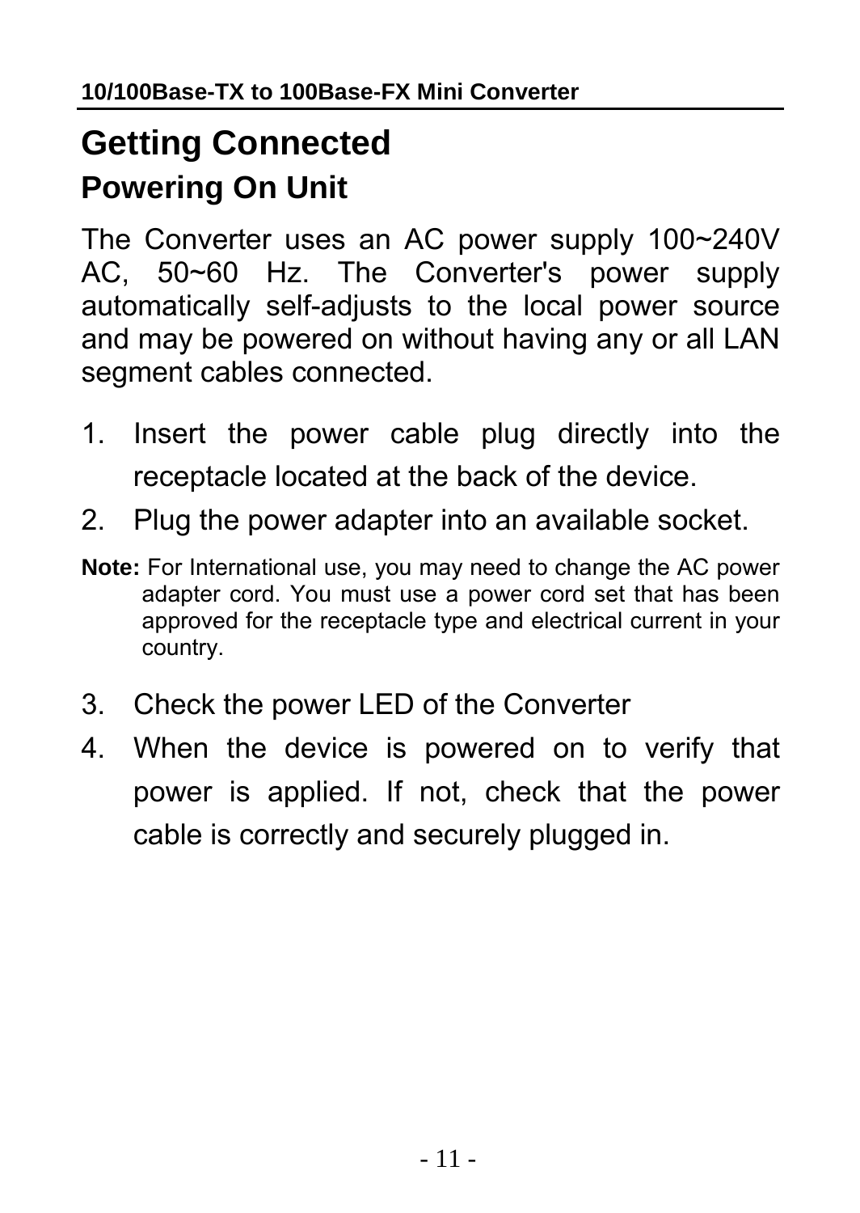# Getting Connected

## Powering On Unit

The Converter uses an AC power supply 100~240V AC, 50~60 Hz. The Converter's power supply automatically self-adjusts to the local power source and may be powered on without having any or all LAN segment cables connected.

1. Insert the power cable plug directly into the receptacle located at the back of the device.
2. Plug the power adapter into an available socket.

**Note:** For International use, you may need to change the AC power adapter cord. You must use a power cord set that has been approved for the receptacle type and electrical current in your country.

3. Check the power LED of the Converter
4. When the device is powered on to verify that power is applied. If not, check that the power cable is correctly and securely plugged in.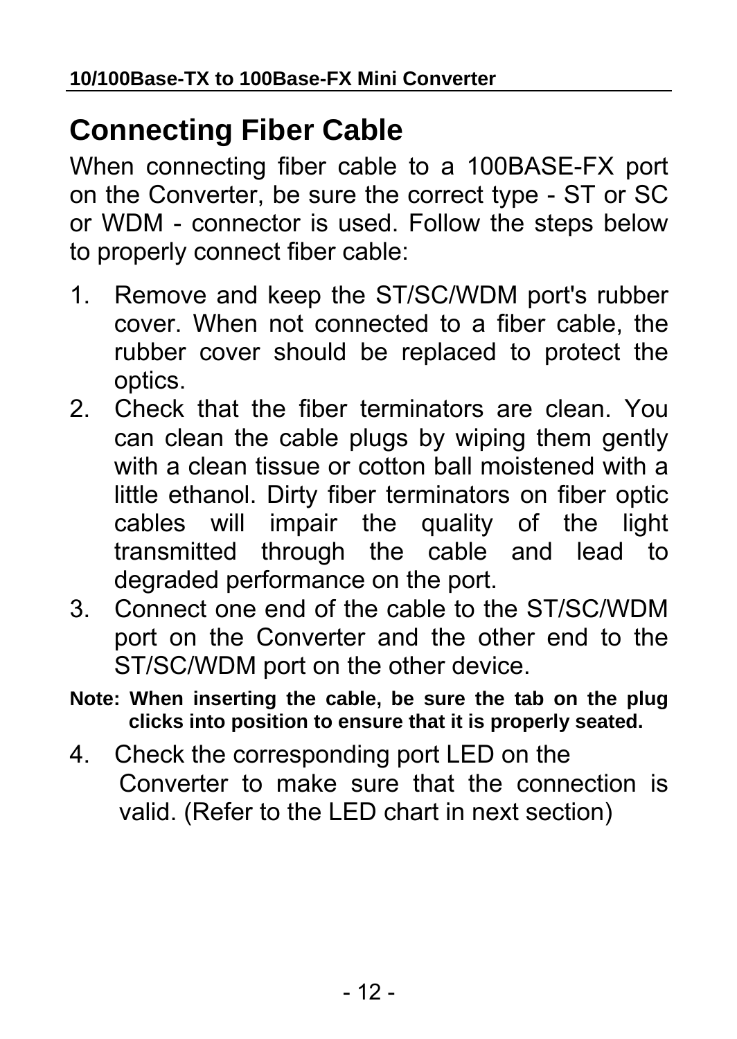## Connecting Fiber Cable

When connecting fiber cable to a 100BASE-FX port on the Converter, be sure the correct type - ST or SC or WDM - connector is used. Follow the steps below to properly connect fiber cable:

1. Remove and keep the ST/SC/WDM port's rubber cover. When not connected to a fiber cable, the rubber cover should be replaced to protect the optics.
2. Check that the fiber terminators are clean. You can clean the cable plugs by wiping them gently with a clean tissue or cotton ball moistened with a little ethanol. Dirty fiber terminators on fiber optic cables will impair the quality of the light transmitted through the cable and lead to degraded performance on the port.
3. Connect one end of the cable to the ST/SC/WDM port on the Converter and the other end to the ST/SC/WDM port on the other device.

**Note: When inserting the cable, be sure the tab on the plug clicks into position to ensure that it is properly seated.**

4. Check the corresponding port LED on the Converter to make sure that the connection is valid. (Refer to the LED chart in next section)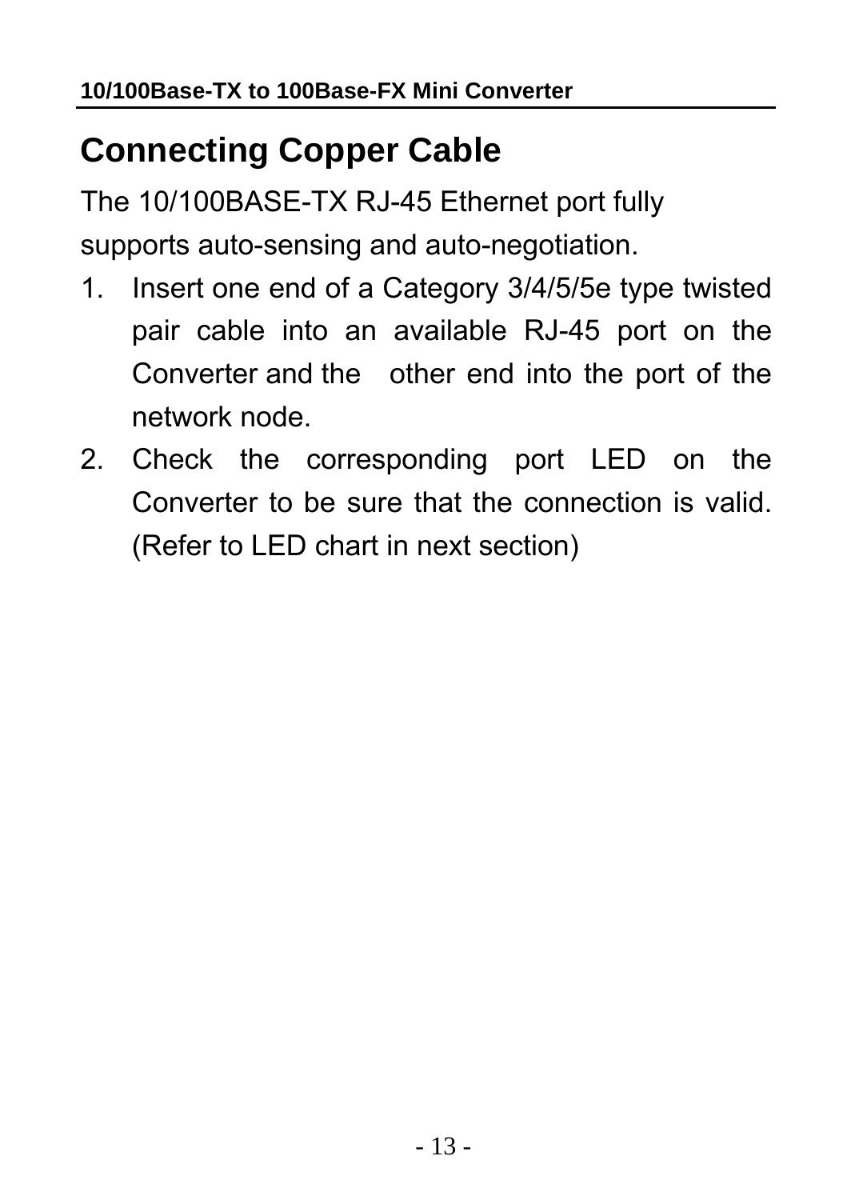## Connecting Copper Cable

The 10/100BASE-TX RJ-45 Ethernet port fully supports auto-sensing and auto-negotiation.

1. Insert one end of a Category 3/4/5/5e type twisted pair cable into an available RJ-45 port on the Converter and the other end into the port of the network node.
2. Check the corresponding port LED on the Converter to be sure that the connection is valid. (Refer to LED chart in next section)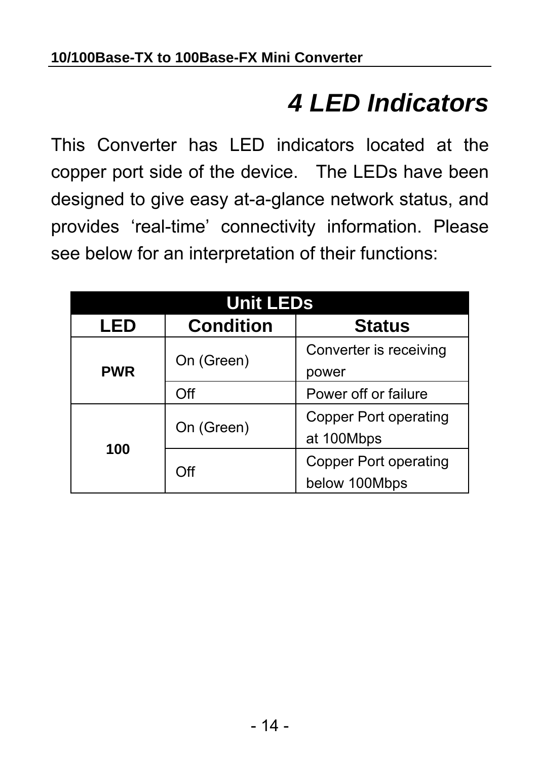# *4 LED Indicators*

This Converter has LED indicators located at the copper port side of the device. The LEDs have been designed to give easy at-a-glance network status, and provides 'real-time' connectivity information. Please see below for an interpretation of their functions:

| Unit LEDs | | |
|---|---|---|
| **LED** | **Condition** | **Status** |
| **PWR** | On (Green) | Converter is receiving power |
| | Off | Power off or failure |
| **100** | On (Green) | Copper Port operating at 100Mbps |
| | Off | Copper Port operating below 100Mbps |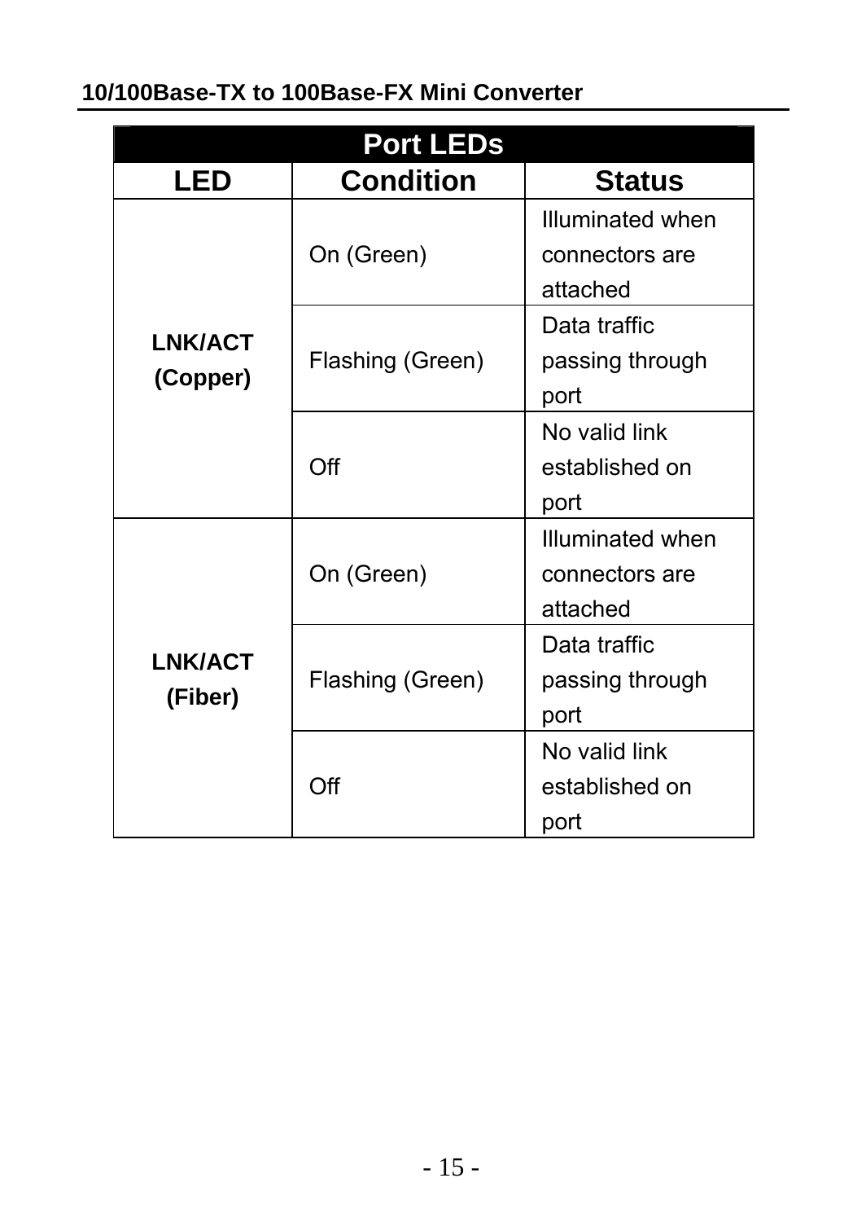| Port LEDs | | |
|---|---|---|
| **LED** | **Condition** | **Status** |
| **LNK/ACT (Copper)** | On (Green) | Illuminated when connectors are attached |
| | Flashing (Green) | Data traffic passing through port |
| | Off | No valid link established on port |
| **LNK/ACT (Fiber)** | On (Green) | Illuminated when connectors are attached |
| | Flashing (Green) | Data traffic passing through port |
| | Off | No valid link established on port |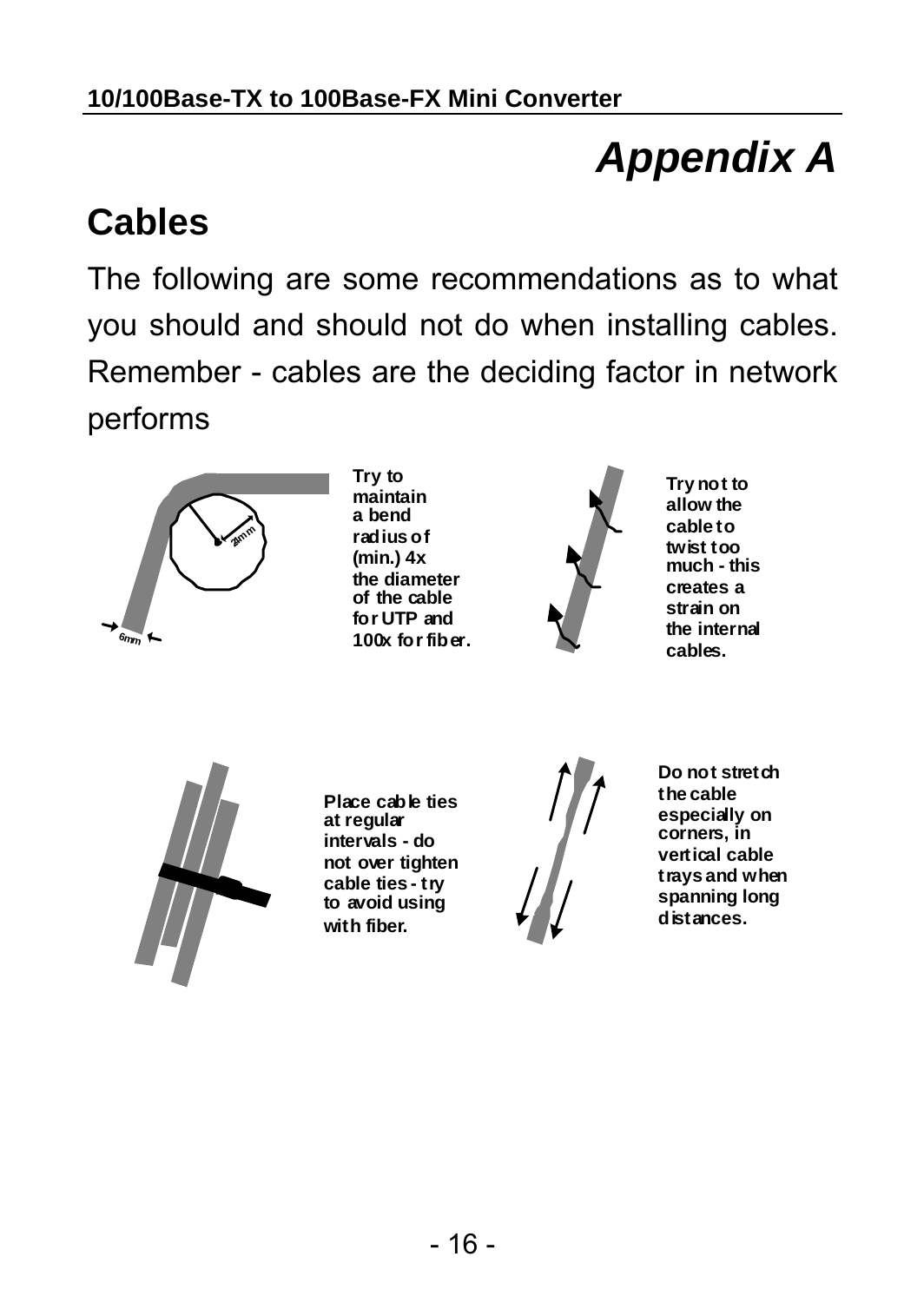# Appendix A

## Cables

The following are some recommendations as to what you should and should not do when installing cables. Remember - cables are the deciding factor in network performs

Try to maintain a bend radius of (min.) 4x the diameter of the cable for UTP and 100x for fiber.

Try not to allow the cable to twist too much - this creates a strain on the internal cables.

Place cable ties at regular intervals - do not over tighten cable ties - try to avoid using with fiber.

Do not stretch the cable especially on corners, in vertical cable trays and when spanning long distances.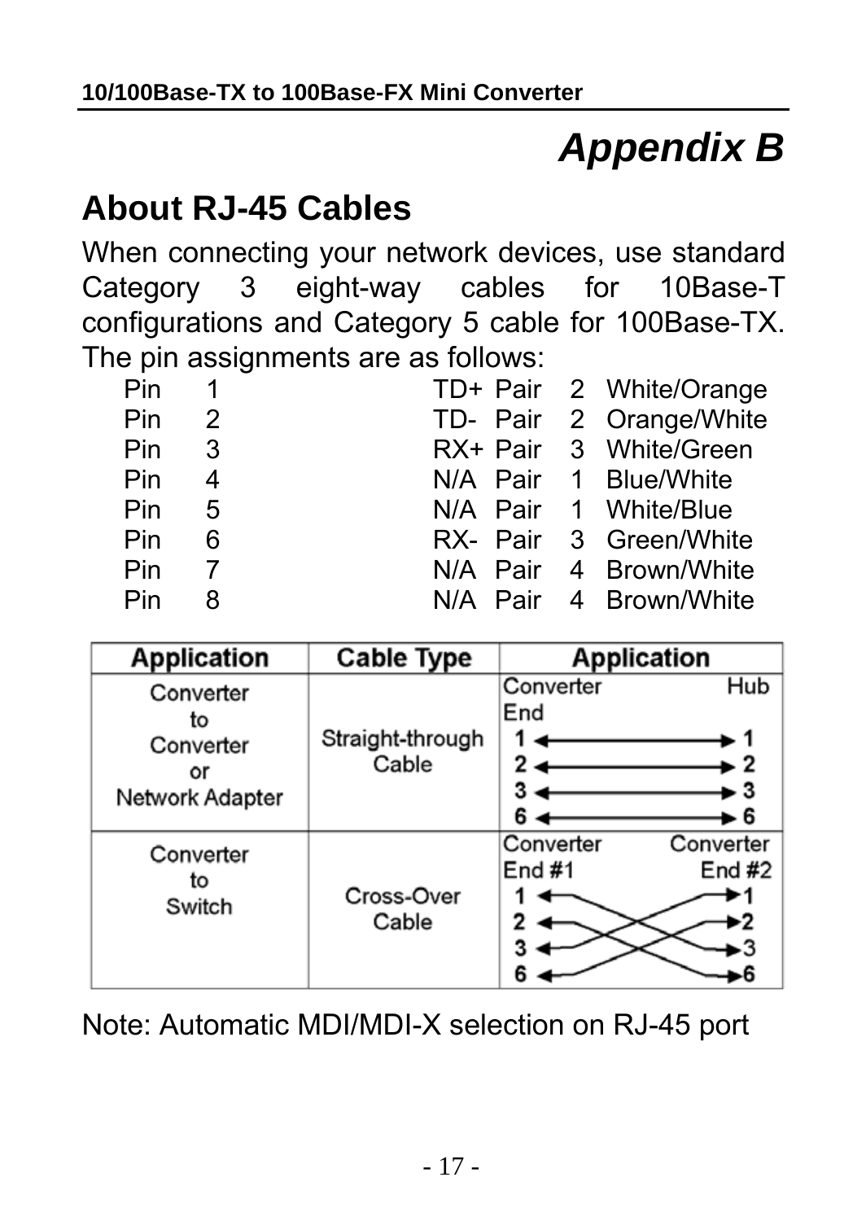# Appendix B

## About RJ-45 Cables

When connecting your network devices, use standard Category 3 eight-way cables for 10Base-T configurations and Category 5 cable for 100Base-TX. The pin assignments are as follows:

| Pin | | Signal | Pair | | Color |
|---|---|---|---|---|---|
| Pin | 1 | TD+ | Pair | 2 | White/Orange |
| Pin | 2 | TD- | Pair | 2 | Orange/White |
| Pin | 3 | RX+ | Pair | 3 | White/Green |
| Pin | 4 | N/A | Pair | 1 | Blue/White |
| Pin | 5 | N/A | Pair | 1 | White/Blue |
| Pin | 6 | RX- | Pair | 3 | Green/White |
| Pin | 7 | N/A | Pair | 4 | Brown/White |
| Pin | 8 | N/A | Pair | 4 | Brown/White |

| Application | Cable Type | Application |
|---|---|---|
| Converter to Converter or Network Adapter | Straight-through Cable | Converter End ↔ Hub: 1 ↔ 1, 2 ↔ 2, 3 ↔ 3, 6 ↔ 6 |
| Converter to Switch | Cross-Over Cable | Converter End #1 ↔ Converter End #2: 1 ↔ 3, 2 ↔ 6, 3 ↔ 1, 6 ↔ 2 |

Note: Automatic MDI/MDI-X selection on RJ-45 port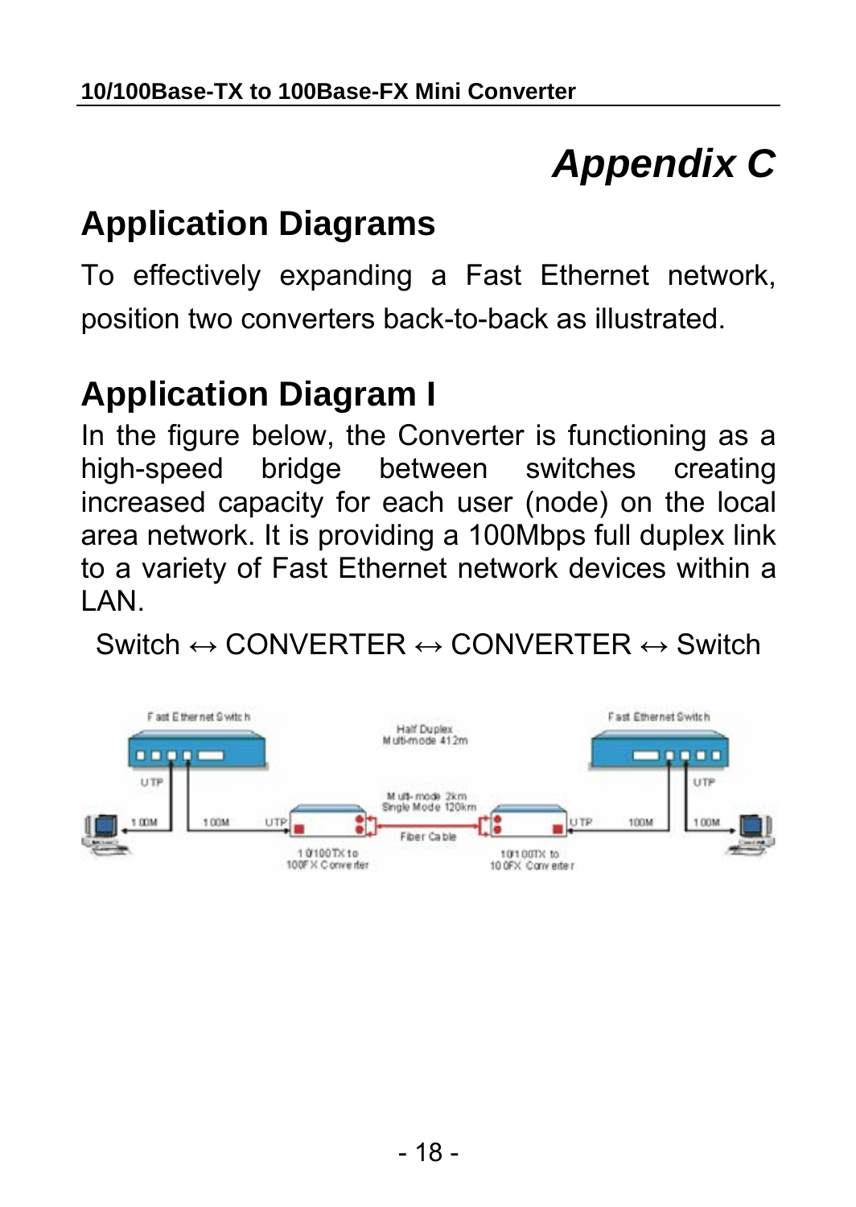# Appendix C

## Application Diagrams

To effectively expanding a Fast Ethernet network, position two converters back-to-back as illustrated.

## Application Diagram I

In the figure below, the Converter is functioning as a high-speed bridge between switches creating increased capacity for each user (node) on the local area network. It is providing a 100Mbps full duplex link to a variety of Fast Ethernet network devices within a LAN.

Switch ↔ CONVERTER ↔ CONVERTER ↔ Switch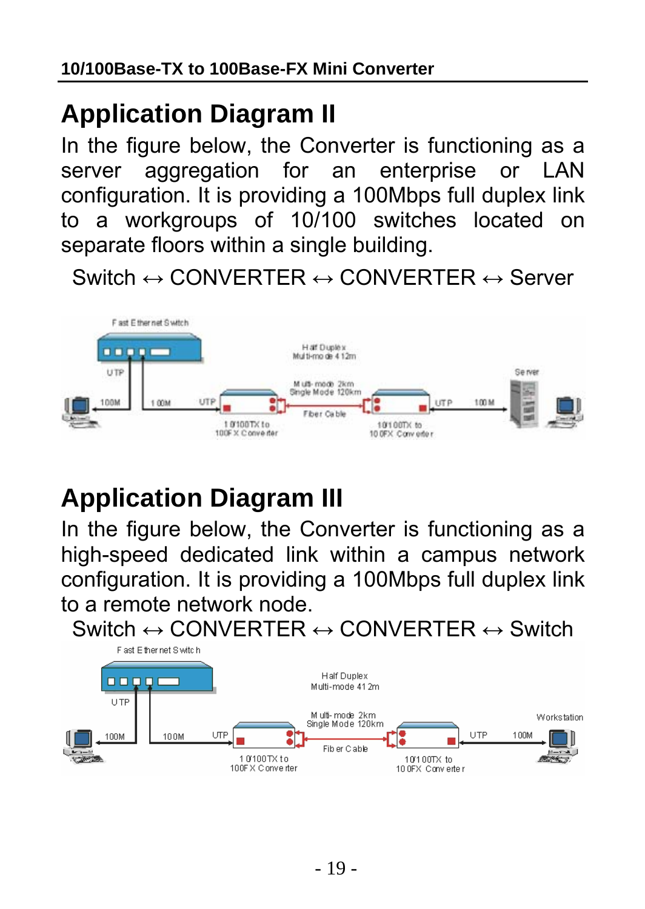# Application Diagram II

In the figure below, the Converter is functioning as a server aggregation for an enterprise or LAN configuration. It is providing a 100Mbps full duplex link to a workgroups of 10/100 switches located on separate floors within a single building.

Switch ↔ CONVERTER ↔ CONVERTER ↔ Server

Fast Ethernet Switch
UTP
100M
100M
UTP
Half Duplex
Multi-mode 412m
Multi-mode 2km
Single Mode 120km
Fiber Cable
10/100TX to
100FX Converter
10/100TX to
100FX Converter
UTP
100M
Server

# Application Diagram III

In the figure below, the Converter is functioning as a high-speed dedicated link within a campus network configuration. It is providing a 100Mbps full duplex link to a remote network node.

Switch ↔ CONVERTER ↔ CONVERTER ↔ Switch

Fast Ethernet Switch
UTP
100M
100M
UTP
Half Duplex
Multi-mode 412m
Multi-mode 2km
Single Mode 120km
Fiber Cable
10/100TX to
100FX Converter
10/100TX to
100FX Converter
UTP
100M
Workstation